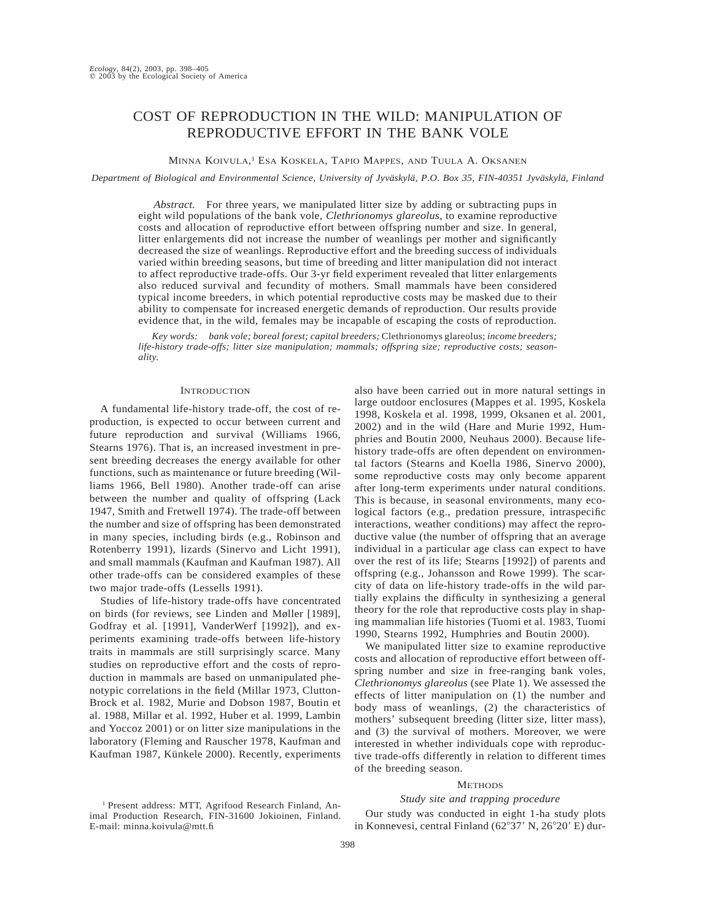# COST OF REPRODUCTION IN THE WILD: MANIPULATION OF REPRODUCTIVE EFFORT IN THE BANK VOLE

MINNA KOIVULA,[1] ESA KOSKELA, TAPIO MAPPES, AND TUULA A. OKSANEN

*Department of Biological and Environmental Science, University of Jyväskylä, P.O. Box 35, FIN-40351 Jyväskylä, Finland*

*Abstract.* For three years, we manipulated litter size by adding or subtracting pups in eight wild populations of the bank vole, *Clethrionomys glareolus*, to examine reproductive costs and allocation of reproductive effort between offspring number and size. In general, litter enlargements did not increase the number of weanlings per mother and significantly decreased the size of weanlings. Reproductive effort and the breeding success of individuals varied within breeding seasons, but time of breeding and litter manipulation did not interact to affect reproductive trade-offs. Our 3-yr field experiment revealed that litter enlargements also reduced survival and fecundity of mothers. Small mammals have been considered typical income breeders, in which potential reproductive costs may be masked due to their ability to compensate for increased energetic demands of reproduction. Our results provide evidence that, in the wild, females may be incapable of escaping the costs of reproduction.

*Key words: bank vole; boreal forest; capital breeders;* Clethrionomys glareolus; *income breeders; life-history trade-offs; litter size manipulation; mammals; offspring size; reproductive costs; seasonality.*

## INTRODUCTION

A fundamental life-history trade-off, the cost of reproduction, is expected to occur between current and future reproduction and survival (Williams 1966, Stearns 1976). That is, an increased investment in present breeding decreases the energy available for other functions, such as maintenance or future breeding (Williams 1966, Bell 1980). Another trade-off can arise between the number and quality of offspring (Lack 1947, Smith and Fretwell 1974). The trade-off between the number and size of offspring has been demonstrated in many species, including birds (e.g., Robinson and Rotenberry 1991), lizards (Sinervo and Licht 1991), and small mammals (Kaufman and Kaufman 1987). All other trade-offs can be considered examples of these two major trade-offs (Lessells 1991).

Studies of life-history trade-offs have concentrated on birds (for reviews, see Linden and Møller [1989], Godfray et al. [1991], VanderWerf [1992]), and experiments examining trade-offs between life-history traits in mammals are still surprisingly scarce. Many studies on reproductive effort and the costs of reproduction in mammals are based on unmanipulated phenotypic correlations in the field (Millar 1973, Clutton-Brock et al. 1982, Murie and Dobson 1987, Boutin et al. 1988, Millar et al. 1992, Huber et al. 1999, Lambin and Yoccoz 2001) or on litter size manipulations in the laboratory (Fleming and Rauscher 1978, Kaufman and Kaufman 1987, Künkele 2000). Recently, experiments also have been carried out in more natural settings in large outdoor enclosures (Mappes et al. 1995, Koskela 1998, Koskela et al. 1998, 1999, Oksanen et al. 2001, 2002) and in the wild (Hare and Murie 1992, Humphries and Boutin 2000, Neuhaus 2000). Because life-history trade-offs are often dependent on environmental factors (Stearns and Koella 1986, Sinervo 2000), some reproductive costs may only become apparent after long-term experiments under natural conditions. This is because, in seasonal environments, many ecological factors (e.g., predation pressure, intraspecific interactions, weather conditions) may affect the reproductive value (the number of offspring that an average individual in a particular age class can expect to have over the rest of its life; Stearns [1992]) of parents and offspring (e.g., Johansson and Rowe 1999). The scarcity of data on life-history trade-offs in the wild partially explains the difficulty in synthesizing a general theory for the role that reproductive costs play in shaping mammalian life histories (Tuomi et al. 1983, Tuomi 1990, Stearns 1992, Humphries and Boutin 2000).

We manipulated litter size to examine reproductive costs and allocation of reproductive effort between offspring number and size in free-ranging bank voles, *Clethrionomys glareolus* (see Plate 1). We assessed the effects of litter manipulation on (1) the number and body mass of weanlings, (2) the characteristics of mothers' subsequent breeding (litter size, litter mass), and (3) the survival of mothers. Moreover, we were interested in whether individuals cope with reproductive trade-offs differently in relation to different times of the breeding season.

## METHODS

### Study site and trapping procedure

Our study was conducted in eight 1-ha study plots in Konnevesi, central Finland (62°37′ N, 26°20′ E) dur-

[1] Present address: MTT, Agrifood Research Finland, Animal Production Research, FIN-31600 Jokioinen, Finland. E-mail: minna.koivula@mtt.fi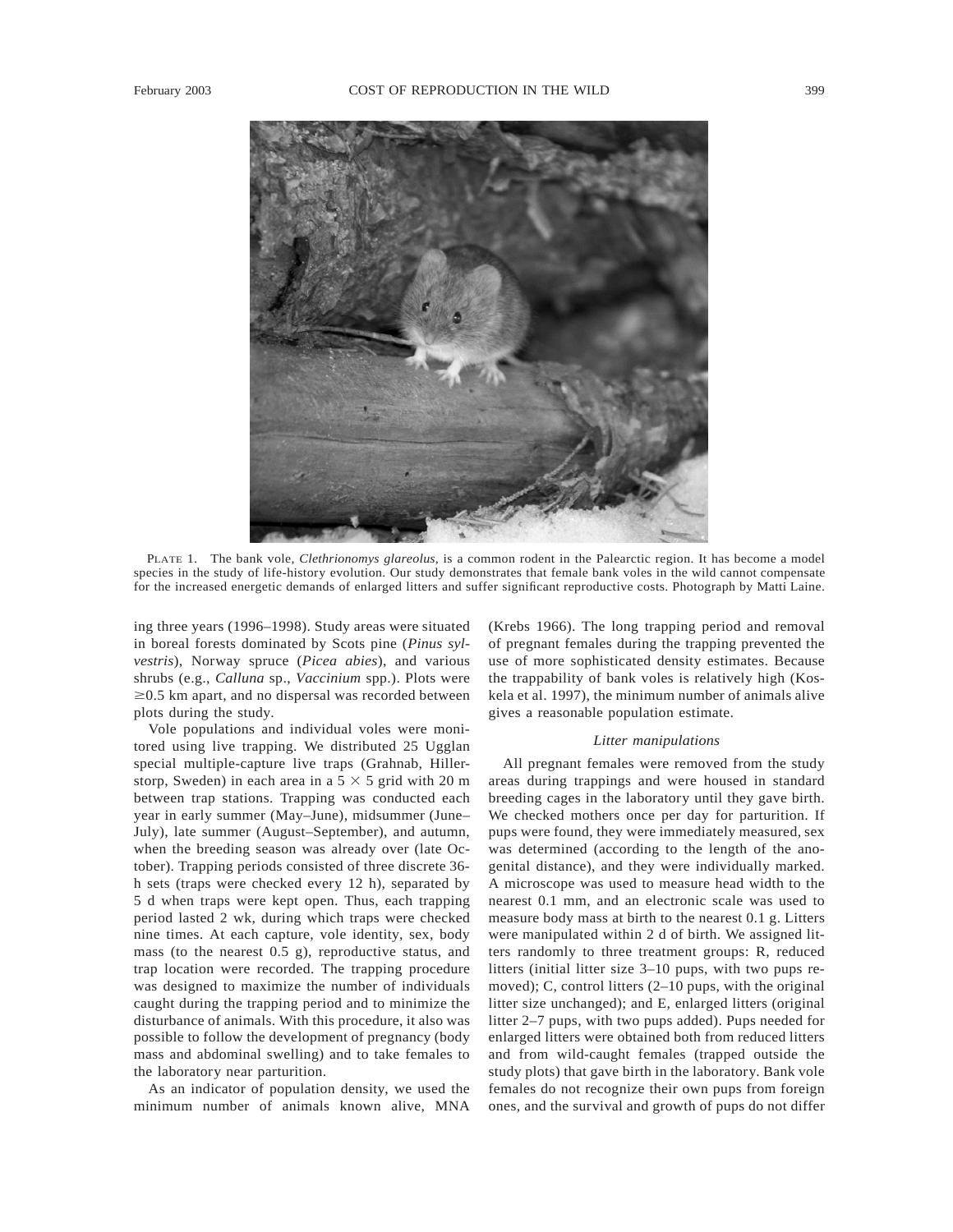PLATE 1. The bank vole, *Clethrionomys glareolus*, is a common rodent in the Palearctic region. It has become a model species in the study of life-history evolution. Our study demonstrates that female bank voles in the wild cannot compensate for the increased energetic demands of enlarged litters and suffer significant reproductive costs. Photograph by Matti Laine.

ing three years (1996–1998). Study areas were situated in boreal forests dominated by Scots pine (*Pinus sylvestris*), Norway spruce (*Picea abies*), and various shrubs (e.g., *Calluna* sp., *Vaccinium* spp.). Plots were ≥0.5 km apart, and no dispersal was recorded between plots during the study.

Vole populations and individual voles were monitored using live trapping. We distributed 25 Ugglan special multiple-capture live traps (Grahnab, Hillerstorp, Sweden) in each area in a 5 × 5 grid with 20 m between trap stations. Trapping was conducted each year in early summer (May–June), midsummer (June–July), late summer (August–September), and autumn, when the breeding season was already over (late October). Trapping periods consisted of three discrete 36-h sets (traps were checked every 12 h), separated by 5 d when traps were kept open. Thus, each trapping period lasted 2 wk, during which traps were checked nine times. At each capture, vole identity, sex, body mass (to the nearest 0.5 g), reproductive status, and trap location were recorded. The trapping procedure was designed to maximize the number of individuals caught during the trapping period and to minimize the disturbance of animals. With this procedure, it also was possible to follow the development of pregnancy (body mass and abdominal swelling) and to take females to the laboratory near parturition.

As an indicator of population density, we used the minimum number of animals known alive, MNA (Krebs 1966). The long trapping period and removal of pregnant females during the trapping prevented the use of more sophisticated density estimates. Because the trappability of bank voles is relatively high (Koskela et al. 1997), the minimum number of animals alive gives a reasonable population estimate.

### *Litter manipulations*

All pregnant females were removed from the study areas during trappings and were housed in standard breeding cages in the laboratory until they gave birth. We checked mothers once per day for parturition. If pups were found, they were immediately measured, sex was determined (according to the length of the anogenital distance), and they were individually marked. A microscope was used to measure head width to the nearest 0.1 mm, and an electronic scale was used to measure body mass at birth to the nearest 0.1 g. Litters were manipulated within 2 d of birth. We assigned litters randomly to three treatment groups: R, reduced litters (initial litter size 3–10 pups, with two pups removed); C, control litters (2–10 pups, with the original litter size unchanged); and E, enlarged litters (original litter 2–7 pups, with two pups added). Pups needed for enlarged litters were obtained both from reduced litters and from wild-caught females (trapped outside the study plots) that gave birth in the laboratory. Bank vole females do not recognize their own pups from foreign ones, and the survival and growth of pups do not differ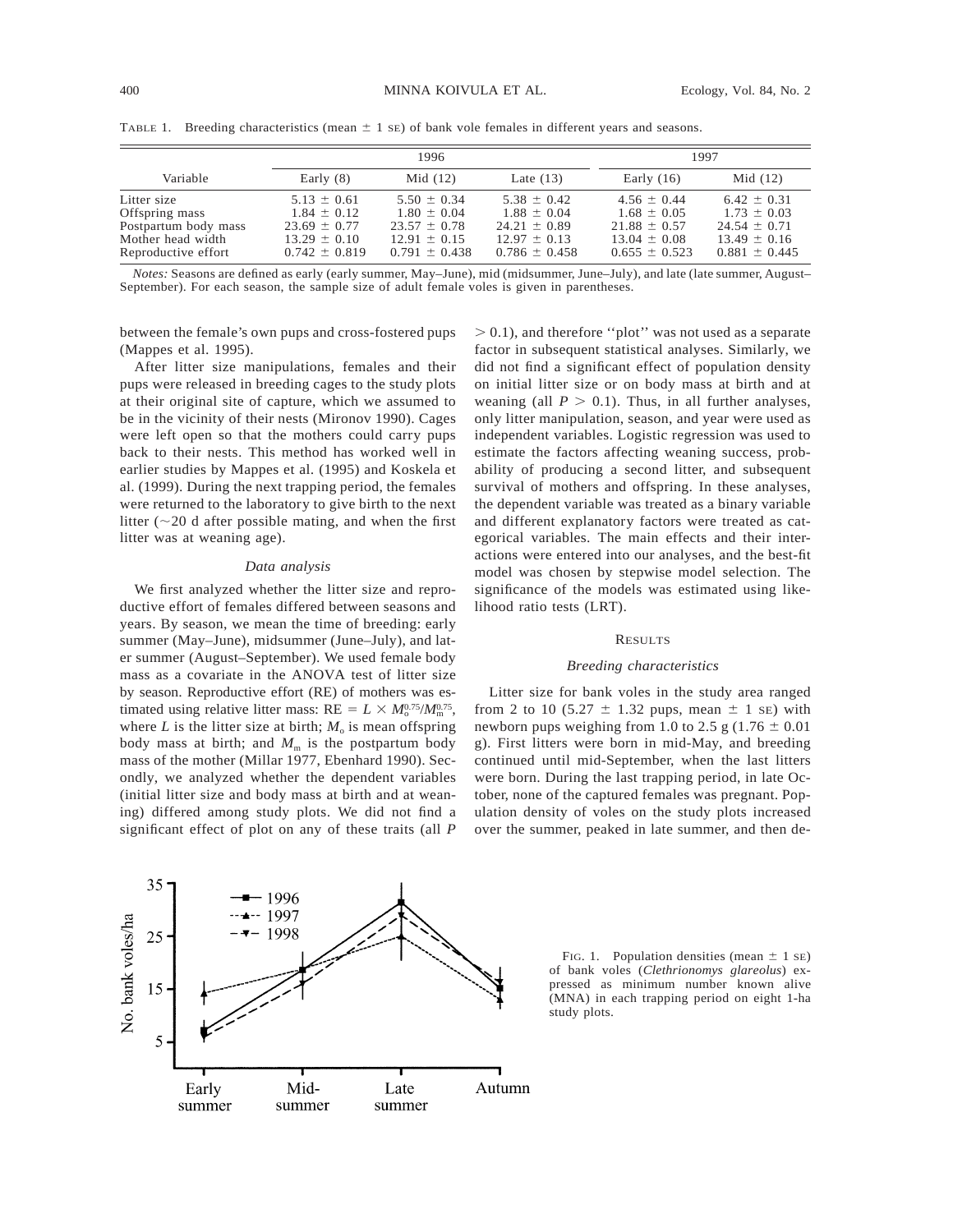TABLE 1. Breeding characteristics (mean ± 1 SE) of bank vole females in different years and seasons.

| Variable | 1996 | | | 1997 | |
|---|---|---|---|---|---|
| | Early (8) | Mid (12) | Late (13) | Early (16) | Mid (12) |
| Litter size | 5.13 ± 0.61 | 5.50 ± 0.34 | 5.38 ± 0.42 | 4.56 ± 0.44 | 6.42 ± 0.31 |
| Offspring mass | 1.84 ± 0.12 | 1.80 ± 0.04 | 1.88 ± 0.04 | 1.68 ± 0.05 | 1.73 ± 0.03 |
| Postpartum body mass | 23.69 ± 0.77 | 23.57 ± 0.78 | 24.21 ± 0.89 | 21.88 ± 0.57 | 24.54 ± 0.71 |
| Mother head width | 13.29 ± 0.10 | 12.91 ± 0.15 | 12.97 ± 0.13 | 13.04 ± 0.08 | 13.49 ± 0.16 |
| Reproductive effort | 0.742 ± 0.819 | 0.791 ± 0.438 | 0.786 ± 0.458 | 0.655 ± 0.523 | 0.881 ± 0.445 |

*Notes:* Seasons are defined as early (early summer, May–June), mid (midsummer, June–July), and late (late summer, August–September). For each season, the sample size of adult female voles is given in parentheses.

between the female's own pups and cross-fostered pups (Mappes et al. 1995).

After litter size manipulations, females and their pups were released in breeding cages to the study plots at their original site of capture, which we assumed to be in the vicinity of their nests (Mironov 1990). Cages were left open so that the mothers could carry pups back to their nests. This method has worked well in earlier studies by Mappes et al. (1995) and Koskela et al. (1999). During the next trapping period, the females were returned to the laboratory to give birth to the next litter (~20 d after possible mating, and when the first litter was at weaning age).

### *Data analysis*

We first analyzed whether the litter size and reproductive effort of females differed between seasons and years. By season, we mean the time of breeding: early summer (May–June), midsummer (June–July), and later summer (August–September). We used female body mass as a covariate in the ANOVA test of litter size by season. Reproductive effort (RE) of mothers was estimated using relative litter mass: $RE = L \times M_o^{0.75}/M_m^{0.75}$, where $L$ is the litter size at birth; $M_o$ is mean offspring body mass at birth; and $M_m$ is the postpartum body mass of the mother (Millar 1977, Ebenhard 1990). Secondly, we analyzed whether the dependent variables (initial litter size and body mass at birth and at weaning) differed among study plots. We did not find a significant effect of plot on any of these traits (all $P > 0.1$), and therefore ''plot'' was not used as a separate factor in subsequent statistical analyses. Similarly, we did not find a significant effect of population density on initial litter size or on body mass at birth and at weaning (all $P > 0.1$). Thus, in all further analyses, only litter manipulation, season, and year were used as independent variables. Logistic regression was used to estimate the factors affecting weaning success, probability of producing a second litter, and subsequent survival of mothers and offspring. In these analyses, the dependent variable was treated as a binary variable and different explanatory factors were treated as categorical variables. The main effects and their interactions were entered into our analyses, and the best-fit model was chosen by stepwise model selection. The significance of the models was estimated using likelihood ratio tests (LRT).

## RESULTS

### *Breeding characteristics*

Litter size for bank voles in the study area ranged from 2 to 10 (5.27 ± 1.32 pups, mean ± 1 SE) with newborn pups weighing from 1.0 to 2.5 g (1.76 ± 0.01 g). First litters were born in mid-May, and breeding continued until mid-September, when the last litters were born. During the last trapping period, in late October, none of the captured females was pregnant. Population density of voles on the study plots increased over the summer, peaked in late summer, and then de-

FIG. 1. Population densities (mean ± 1 SE) of bank voles (*Clethrionomys glareolus*) expressed as minimum number known alive (MNA) in each trapping period on eight 1-ha study plots.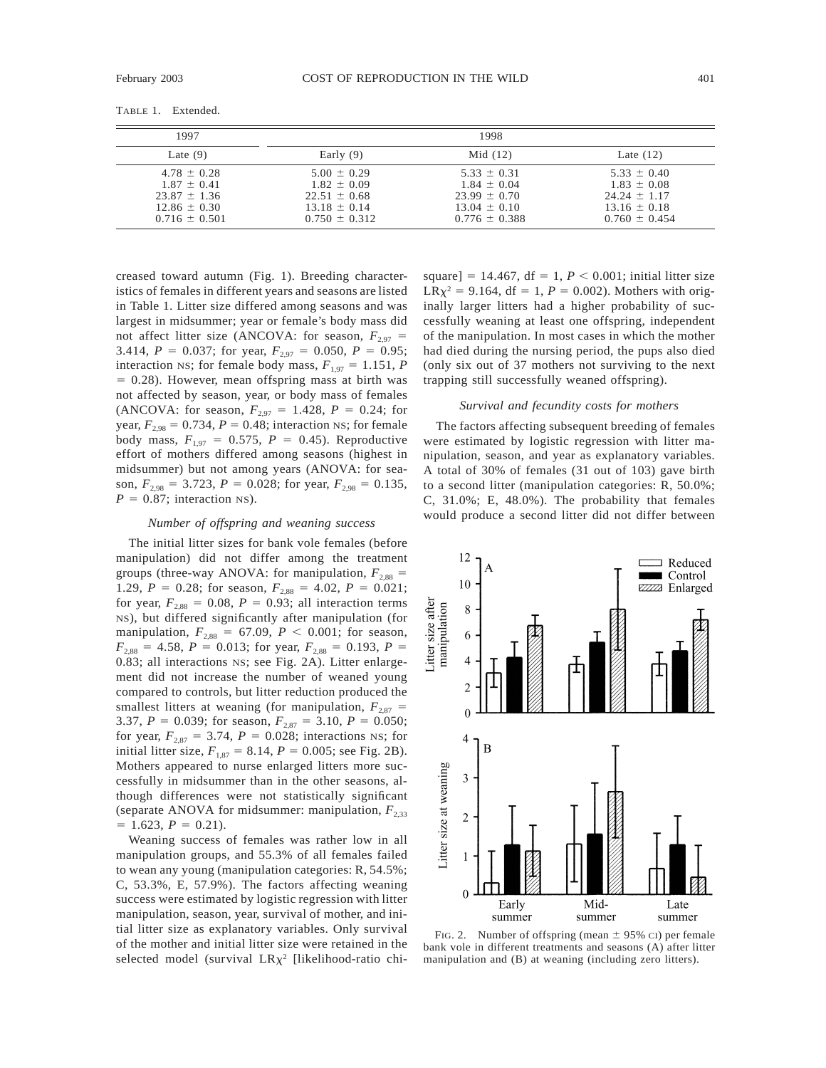TABLE 1. Extended.

| 1997 | 1998 | | |
|---|---|---|---|
| Late (9) | Early (9) | Mid (12) | Late (12) |
| 4.78 ± 0.28 | 5.00 ± 0.29 | 5.33 ± 0.31 | 5.33 ± 0.40 |
| 1.87 ± 0.41 | 1.82 ± 0.09 | 1.84 ± 0.04 | 1.83 ± 0.08 |
| 23.87 ± 1.36 | 22.51 ± 0.68 | 23.99 ± 0.70 | 24.24 ± 1.17 |
| 12.86 ± 0.30 | 13.18 ± 0.14 | 13.04 ± 0.10 | 13.16 ± 0.18 |
| 0.716 ± 0.501 | 0.750 ± 0.312 | 0.776 ± 0.388 | 0.760 ± 0.454 |

creased toward autumn (Fig. 1). Breeding characteristics of females in different years and seasons are listed in Table 1. Litter size differed among seasons and was largest in midsummer; year or female's body mass did not affect litter size (ANCOVA: for season, $F_{2,97}$ = 3.414, $P$ = 0.037; for year, $F_{2,97}$ = 0.050, $P$ = 0.95; interaction NS; for female body mass, $F_{1,97}$ = 1.151, $P$ = 0.28). However, mean offspring mass at birth was not affected by season, year, or body mass of females (ANCOVA: for season, $F_{2,97}$ = 1.428, $P$ = 0.24; for year, $F_{2,98}$ = 0.734, $P$ = 0.48; interaction NS; for female body mass, $F_{1,97}$ = 0.575, $P$ = 0.45). Reproductive effort of mothers differed among seasons (highest in midsummer) but not among years (ANOVA: for season, $F_{2,98}$ = 3.723, $P$ = 0.028; for year, $F_{2,98}$ = 0.135, $P$ = 0.87; interaction NS).

### *Number of offspring and weaning success*

The initial litter sizes for bank vole females (before manipulation) did not differ among the treatment groups (three-way ANOVA: for manipulation, $F_{2,88}$ = 1.29, $P$ = 0.28; for season, $F_{2,88}$ = 4.02, $P$ = 0.021; for year, $F_{2,88}$ = 0.08, $P$ = 0.93; all interaction terms NS), but differed significantly after manipulation (for manipulation, $F_{2,88}$ = 67.09, $P$ < 0.001; for season, $F_{2,88}$ = 4.58, $P$ = 0.013; for year, $F_{2,88}$ = 0.193, $P$ = 0.83; all interactions NS; see Fig. 2A). Litter enlargement did not increase the number of weaned young compared to controls, but litter reduction produced the smallest litters at weaning (for manipulation, $F_{2,87}$ = 3.37, $P$ = 0.039; for season, $F_{2,87}$ = 3.10, $P$ = 0.050; for year, $F_{2,87}$ = 3.74, $P$ = 0.028; interactions NS; for initial litter size, $F_{1,87}$ = 8.14, $P$ = 0.005; see Fig. 2B). Mothers appeared to nurse enlarged litters more successfully in midsummer than in the other seasons, although differences were not statistically significant (separate ANOVA for midsummer: manipulation, $F_{2,33}$ = 1.623, $P$ = 0.21).

Weaning success of females was rather low in all manipulation groups, and 55.3% of all females failed to wean any young (manipulation categories: R, 54.5%; C, 53.3%, E, 57.9%). The factors affecting weaning success were estimated by logistic regression with litter manipulation, season, year, survival of mother, and initial litter size as explanatory variables. Only survival of the mother and initial litter size were retained in the selected model (survival LR$\chi^2$ [likelihood-ratio chi-square] = 14.467, df = 1, $P$ < 0.001; initial litter size LR$\chi^2$ = 9.164, df = 1, $P$ = 0.002). Mothers with originally larger litters had a higher probability of successfully weaning at least one offspring, independent of the manipulation. In most cases in which the mother had died during the nursing period, the pups also died (only six out of 37 mothers not surviving to the next trapping still successfully weaned offspring).

### *Survival and fecundity costs for mothers*

The factors affecting subsequent breeding of females were estimated by logistic regression with litter manipulation, season, and year as explanatory variables. A total of 30% of females (31 out of 103) gave birth to a second litter (manipulation categories: R, 50.0%; C, 31.0%; E, 48.0%). The probability that females would produce a second litter did not differ between

FIG. 2. Number of offspring (mean ± 95% CI) per female bank vole in different treatments and seasons (A) after litter manipulation and (B) at weaning (including zero litters).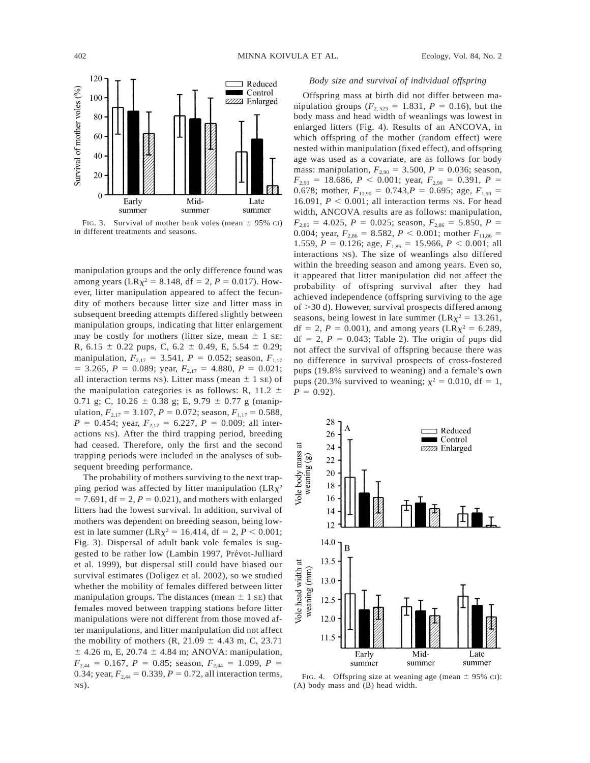FIG. 3. Survival of mother bank voles (mean ± 95% CI) in different treatments and seasons.

manipulation groups and the only difference found was among years (LR$\chi^2$ = 8.148, df = 2, $P$ = 0.017). However, litter manipulation appeared to affect the fecundity of mothers because litter size and litter mass in subsequent breeding attempts differed slightly between manipulation groups, indicating that litter enlargement may be costly for mothers (litter size, mean ± 1 SE: R, 6.15 ± 0.22 pups, C, 6.2 ± 0.49, E, 5.54 ± 0.29; manipulation, $F_{2,17}$ = 3.541, $P$ = 0.052; season, $F_{1,17}$ = 3.265, $P$ = 0.089; year, $F_{2,17}$ = 4.880, $P$ = 0.021; all interaction terms NS). Litter mass (mean ± 1 SE) of the manipulation categories is as follows: R, 11.2 ± 0.71 g; C, 10.26 ± 0.38 g; E, 9.79 ± 0.77 g (manipulation, $F_{2,17}$ = 3.107, $P$ = 0.072; season, $F_{1,17}$ = 0.588, $P$ = 0.454; year, $F_{2,17}$ = 6.227, $P$ = 0.009; all interactions NS). After the third trapping period, breeding had ceased. Therefore, only the first and the second trapping periods were included in the analyses of subsequent breeding performance.

The probability of mothers surviving to the next trapping period was affected by litter manipulation (LR$\chi^2$ = 7.691, df = 2, $P$ = 0.021), and mothers with enlarged litters had the lowest survival. In addition, survival of mothers was dependent on breeding season, being lowest in late summer (LR$\chi^2$ = 16.414, df = 2, $P$ < 0.001; Fig. 3). Dispersal of adult bank vole females is suggested to be rather low (Lambin 1997, Prévot-Julliard et al. 1999), but dispersal still could have biased our survival estimates (Doligez et al. 2002), so we studied whether the mobility of females differed between litter manipulation groups. The distances (mean ± 1 SE) that females moved between trapping stations before litter manipulations were not different from those moved after manipulations, and litter manipulation did not affect the mobility of mothers (R, 21.09 ± 4.43 m, C, 23.71 ± 4.26 m, E, 20.74 ± 4.84 m; ANOVA: manipulation, $F_{2,44}$ = 0.167, $P$ = 0.85; season, $F_{2,44}$ = 1.099, $P$ = 0.34; year, $F_{2,44}$ = 0.339, $P$ = 0.72, all interaction terms, NS).

### *Body size and survival of individual offspring*

Offspring mass at birth did not differ between manipulation groups ($F_{2,523}$ = 1.831, $P$ = 0.16), but the body mass and head width of weanlings was lowest in enlarged litters (Fig. 4). Results of an ANCOVA, in which offspring of the mother (random effect) were nested within manipulation (fixed effect), and offspring age was used as a covariate, are as follows for body mass: manipulation, $F_{2,90}$ = 3.500, $P$ = 0.036; season, $F_{2,90}$ = 18.686, $P$ < 0.001; year, $F_{2,90}$ = 0.391, $P$ = 0.678; mother, $F_{11,90}$ = 0.743, $P$ = 0.695; age, $F_{1,90}$ = 16.091, $P$ < 0.001; all interaction terms NS. For head width, ANCOVA results are as follows: manipulation, $F_{2,86}$ = 4.025, $P$ = 0.025; season, $F_{2,86}$ = 5.850, $P$ = 0.004; year, $F_{2,86}$ = 8.582, $P$ < 0.001; mother $F_{11,86}$ = 1.559, $P$ = 0.126; age, $F_{1,86}$ = 15.966, $P$ < 0.001; all interactions NS). The size of weanlings also differed within the breeding season and among years. Even so, it appeared that litter manipulation did not affect the probability of offspring survival after they had achieved independence (offspring surviving to the age of >30 d). However, survival prospects differed among seasons, being lowest in late summer (LR$\chi^2$ = 13.261, df = 2, $P$ = 0.001), and among years (LR$\chi^2$ = 6.289, df = 2, $P$ = 0.043; Table 2). The origin of pups did not affect the survival of offspring because there was no difference in survival prospects of cross-fostered pups (19.8% survived to weaning) and a female's own pups (20.3% survived to weaning; $\chi^2$ = 0.010, df = 1, $P$ = 0.92).

FIG. 4. Offspring size at weaning age (mean ± 95% CI): (A) body mass and (B) head width.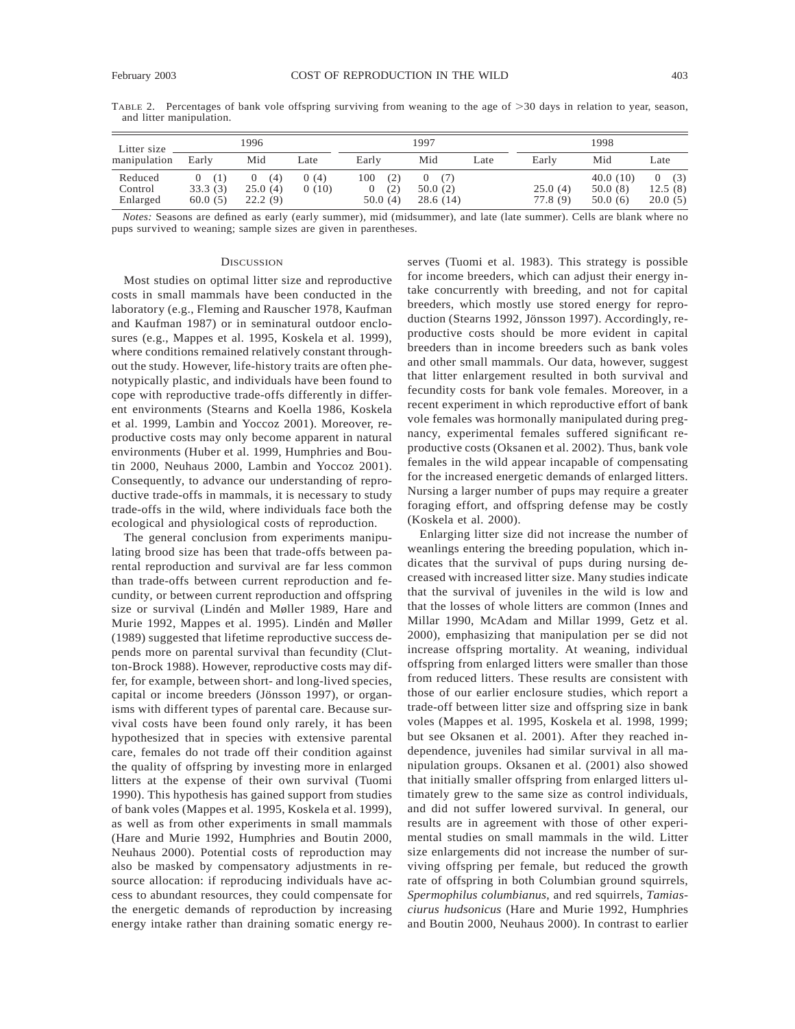TABLE 2. Percentages of bank vole offspring surviving from weaning to the age of >30 days in relation to year, season, and litter manipulation.

| Litter size manipulation | 1996 | | | 1997 | | | 1998 | | |
|---|---|---|---|---|---|---|---|---|---|
| | Early | Mid | Late | Early | Mid | Late | Early | Mid | Late |
| Reduced | 0 (1) | 0 (4) | 0 (4) | 100 (2) | 0 (7) | | | 40.0 (10) | 0 (3) |
| Control | 33.3 (3) | 25.0 (4) | 0 (10) | 0 (2) | 50.0 (2) | | 25.0 (4) | 50.0 (8) | 12.5 (8) |
| Enlarged | 60.0 (5) | 22.2 (9) | | 50.0 (4) | 28.6 (14) | | 77.8 (9) | 50.0 (6) | 20.0 (5) |

*Notes:* Seasons are defined as early (early summer), mid (midsummer), and late (late summer). Cells are blank where no pups survived to weaning; sample sizes are given in parentheses.

## DISCUSSION

Most studies on optimal litter size and reproductive costs in small mammals have been conducted in the laboratory (e.g., Fleming and Rauscher 1978, Kaufman and Kaufman 1987) or in seminatural outdoor enclosures (e.g., Mappes et al. 1995, Koskela et al. 1999), where conditions remained relatively constant throughout the study. However, life-history traits are often phenotypically plastic, and individuals have been found to cope with reproductive trade-offs differently in different environments (Stearns and Koella 1986, Koskela et al. 1999, Lambin and Yoccoz 2001). Moreover, reproductive costs may only become apparent in natural environments (Huber et al. 1999, Humphries and Boutin 2000, Neuhaus 2000, Lambin and Yoccoz 2001). Consequently, to advance our understanding of reproductive trade-offs in mammals, it is necessary to study trade-offs in the wild, where individuals face both the ecological and physiological costs of reproduction.

The general conclusion from experiments manipulating brood size has been that trade-offs between parental reproduction and survival are far less common than trade-offs between current reproduction and fecundity, or between current reproduction and offspring size or survival (Lindén and Møller 1989, Hare and Murie 1992, Mappes et al. 1995). Lindén and Møller (1989) suggested that lifetime reproductive success depends more on parental survival than fecundity (Clutton-Brock 1988). However, reproductive costs may differ, for example, between short- and long-lived species, capital or income breeders (Jönsson 1997), or organisms with different types of parental care. Because survival costs have been found only rarely, it has been hypothesized that in species with extensive parental care, females do not trade off their condition against the quality of offspring by investing more in enlarged litters at the expense of their own survival (Tuomi 1990). This hypothesis has gained support from studies of bank voles (Mappes et al. 1995, Koskela et al. 1999), as well as from other experiments in small mammals (Hare and Murie 1992, Humphries and Boutin 2000, Neuhaus 2000). Potential costs of reproduction may also be masked by compensatory adjustments in resource allocation: if reproducing individuals have access to abundant resources, they could compensate for the energetic demands of reproduction by increasing energy intake rather than draining somatic energy reserves (Tuomi et al. 1983). This strategy is possible for income breeders, which can adjust their energy intake concurrently with breeding, and not for capital breeders, which mostly use stored energy for reproduction (Stearns 1992, Jönsson 1997). Accordingly, reproductive costs should be more evident in capital breeders than in income breeders such as bank voles and other small mammals. Our data, however, suggest that litter enlargement resulted in both survival and fecundity costs for bank vole females. Moreover, in a recent experiment in which reproductive effort of bank vole females was hormonally manipulated during pregnancy, experimental females suffered significant reproductive costs (Oksanen et al. 2002). Thus, bank vole females in the wild appear incapable of compensating for the increased energetic demands of enlarged litters. Nursing a larger number of pups may require a greater foraging effort, and offspring defense may be costly (Koskela et al. 2000).

Enlarging litter size did not increase the number of weanlings entering the breeding population, which indicates that the survival of pups during nursing decreased with increased litter size. Many studies indicate that the survival of juveniles in the wild is low and that the losses of whole litters are common (Innes and Millar 1990, McAdam and Millar 1999, Getz et al. 2000), emphasizing that manipulation per se did not increase offspring mortality. At weaning, individual offspring from enlarged litters were smaller than those from reduced litters. These results are consistent with those of our earlier enclosure studies, which report a trade-off between litter size and offspring size in bank voles (Mappes et al. 1995, Koskela et al. 1998, 1999; but see Oksanen et al. 2001). After they reached independence, juveniles had similar survival in all manipulation groups. Oksanen et al. (2001) also showed that initially smaller offspring from enlarged litters ultimately grew to the same size as control individuals, and did not suffer lowered survival. In general, our results are in agreement with those of other experimental studies on small mammals in the wild. Litter size enlargements did not increase the number of surviving offspring per female, but reduced the growth rate of offspring in both Columbian ground squirrels, *Spermophilus columbianus*, and red squirrels, *Tamiasciurus hudsonicus* (Hare and Murie 1992, Humphries and Boutin 2000, Neuhaus 2000). In contrast to earlier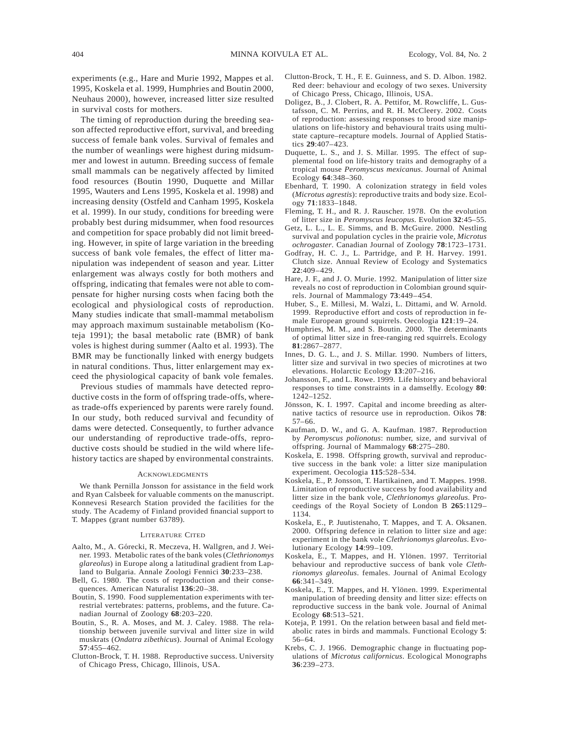experiments (e.g., Hare and Murie 1992, Mappes et al. 1995, Koskela et al. 1999, Humphries and Boutin 2000, Neuhaus 2000), however, increased litter size resulted in survival costs for mothers.

The timing of reproduction during the breeding season affected reproductive effort, survival, and breeding success of female bank voles. Survival of females and the number of weanlings were highest during midsummer and lowest in autumn. Breeding success of female small mammals can be negatively affected by limited food resources (Boutin 1990, Duquette and Millar 1995, Wauters and Lens 1995, Koskela et al. 1998) and increasing density (Ostfeld and Canham 1995, Koskela et al. 1999). In our study, conditions for breeding were probably best during midsummer, when food resources and competition for space probably did not limit breeding. However, in spite of large variation in the breeding success of bank vole females, the effect of litter manipulation was independent of season and year. Litter enlargement was always costly for both mothers and offspring, indicating that females were not able to compensate for higher nursing costs when facing both the ecological and physiological costs of reproduction. Many studies indicate that small-mammal metabolism may approach maximum sustainable metabolism (Koteja 1991); the basal metabolic rate (BMR) of bank voles is highest during summer (Aalto et al. 1993). The BMR may be functionally linked with energy budgets in natural conditions. Thus, litter enlargement may exceed the physiological capacity of bank vole females.

Previous studies of mammals have detected reproductive costs in the form of offspring trade-offs, whereas trade-offs experienced by parents were rarely found. In our study, both reduced survival and fecundity of dams were detected. Consequently, to further advance our understanding of reproductive trade-offs, reproductive costs should be studied in the wild where life-history tactics are shaped by environmental constraints.

## Acknowledgments

We thank Pernilla Jonsson for assistance in the field work and Ryan Calsbeek for valuable comments on the manuscript. Konnevesi Research Station provided the facilities for the study. The Academy of Finland provided financial support to T. Mappes (grant number 63789).

## Literature Cited

Aalto, M., A. Górecki, R. Meczeva, H. Wallgren, and J. Weiner. 1993. Metabolic rates of the bank voles (*Clethrionomys glareolus*) in Europe along a latitudinal gradient from Lapland to Bulgaria. Annale Zoologi Fennici **30**:233–238.

Bell, G. 1980. The costs of reproduction and their consequences. American Naturalist **136**:20–38.

Boutin, S. 1990. Food supplementation experiments with terrestrial vertebrates: patterns, problems, and the future. Canadian Journal of Zoology **68**:203–220.

Boutin, S., R. A. Moses, and M. J. Caley. 1988. The relationship between juvenile survival and litter size in wild muskrats (*Ondatra zibethicus*). Journal of Animal Ecology **57**:455–462.

Clutton-Brock, T. H. 1988. Reproductive success. University of Chicago Press, Chicago, Illinois, USA.

Clutton-Brock, T. H., F. E. Guinness, and S. D. Albon. 1982. Red deer: behaviour and ecology of two sexes. University of Chicago Press, Chicago, Illinois, USA.

Doligez, B., J. Clobert, R. A. Pettifor, M. Rowcliffe, L. Gustafsson, C. M. Perrins, and R. H. McCleery. 2002. Costs of reproduction: assessing responses to brood size manipulations on life-history and behavioural traits using multistate capture–recapture models. Journal of Applied Statistics **29**:407–423.

Duquette, L. S., and J. S. Millar. 1995. The effect of supplemental food on life-history traits and demography of a tropical mouse *Peromyscus mexicanus*. Journal of Animal Ecology **64**:348–360.

Ebenhard, T. 1990. A colonization strategy in field voles (*Microtus agrestis*): reproductive traits and body size. Ecology **71**:1833–1848.

Fleming, T. H., and R. J. Rauscher. 1978. On the evolution of litter size in *Peromyscus leucopus*. Evolution **32**:45–55.

Getz, L. L., L. E. Simms, and B. McGuire. 2000. Nestling survival and population cycles in the prairie vole, *Microtus ochrogaster*. Canadian Journal of Zoology **78**:1723–1731.

Godfray, H. C. J., L. Partridge, and P. H. Harvey. 1991. Clutch size. Annual Review of Ecology and Systematics **22**:409–429.

Hare, J. F., and J. O. Murie. 1992. Manipulation of litter size reveals no cost of reproduction in Colombian ground squirrels. Journal of Mammalogy **73**:449–454.

Huber, S., E. Millesi, M. Walzi, L. Dittami, and W. Arnold. 1999. Reproductive effort and costs of reproduction in female European ground squirrels. Oecologia **121**:19–24.

Humphries, M. M., and S. Boutin. 2000. The determinants of optimal litter size in free-ranging red squirrels. Ecology **81**:2867–2877.

Innes, D. G. L., and J. S. Millar. 1990. Numbers of litters, litter size and survival in two species of microtines at two elevations. Holarctic Ecology **13**:207–216.

Johansson, F., and L. Rowe. 1999. Life history and behavioral responses to time constraints in a damselfly. Ecology **80**: 1242–1252.

Jönsson, K. I. 1997. Capital and income breeding as alternative tactics of resource use in reproduction. Oikos **78**: 57–66.

Kaufman, D. W., and G. A. Kaufman. 1987. Reproduction by *Peromyscus polionotus*: number, size, and survival of offspring. Journal of Mammalogy **68**:275–280.

Koskela, E. 1998. Offspring growth, survival and reproductive success in the bank vole: a litter size manipulation experiment. Oecologia **115**:528–534.

Koskela, E., P. Jonsson, T. Hartikainen, and T. Mappes. 1998. Limitation of reproductive success by food availability and litter size in the bank vole, *Clethrionomys glareolus*. Proceedings of the Royal Society of London B **265**:1129–1134.

Koskela, E., P. Juutistenaho, T. Mappes, and T. A. Oksanen. 2000. Offspring defence in relation to litter size and age: experiment in the bank vole *Clethrionomys glareolus*. Evolutionary Ecology **14**:99–109.

Koskela, E., T. Mappes, and H. Ylönen. 1997. Territorial behaviour and reproductive success of bank vole *Clethrionomys glareolus*. females. Journal of Animal Ecology **66**:341–349.

Koskela, E., T. Mappes, and H. Ylönen. 1999. Experimental manipulation of breeding density and litter size: effects on reproductive success in the bank vole. Journal of Animal Ecology **68**:513–521.

Koteja, P. 1991. On the relation between basal and field metabolic rates in birds and mammals. Functional Ecology **5**: 56–64.

Krebs, C. J. 1966. Demographic change in fluctuating populations of *Microtus californicus*. Ecological Monographs **36**:239–273.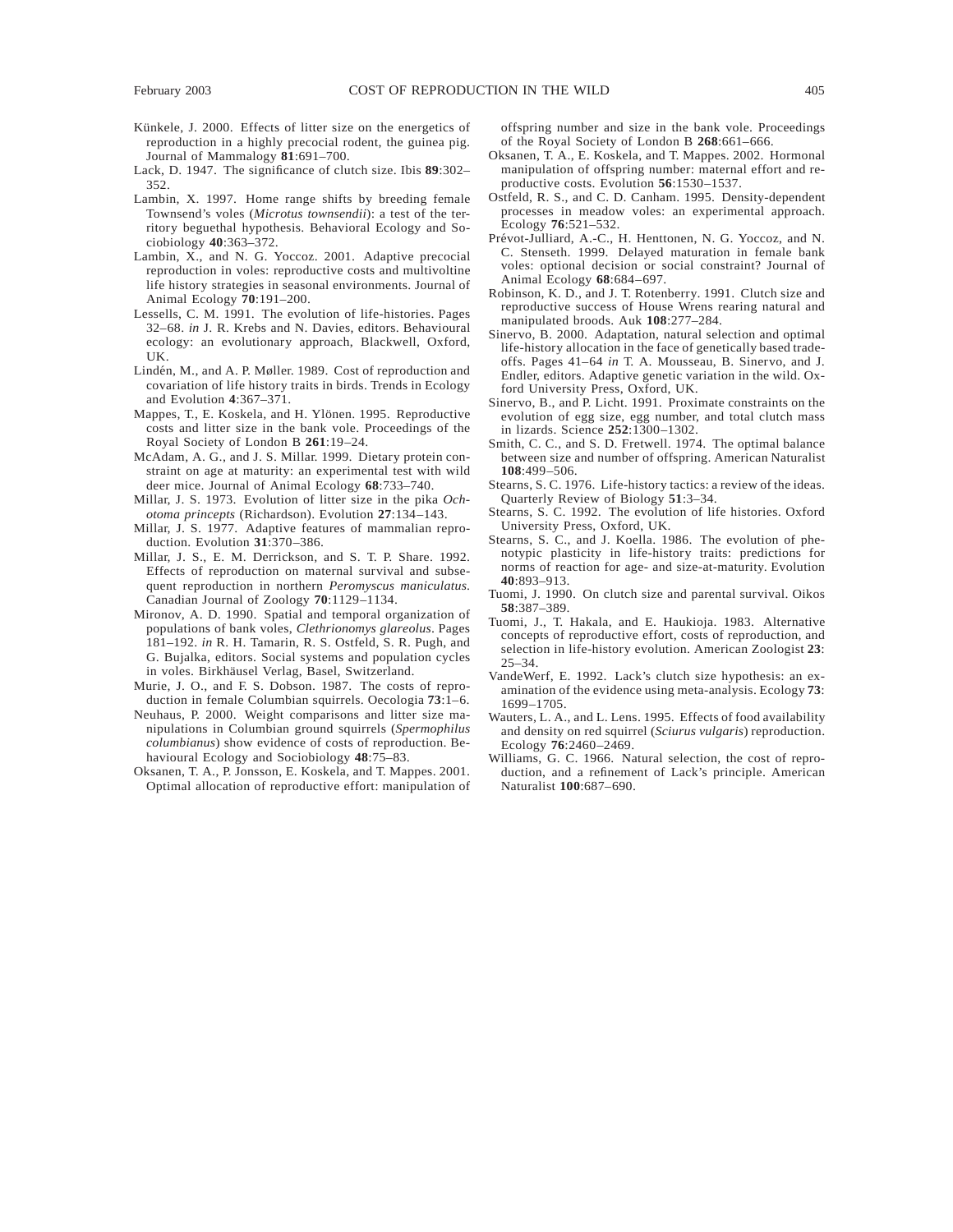Künkele, J. 2000. Effects of litter size on the energetics of reproduction in a highly precocial rodent, the guinea pig. Journal of Mammalogy **81**:691–700.

Lack, D. 1947. The significance of clutch size. Ibis **89**:302–352.

Lambin, X. 1997. Home range shifts by breeding female Townsend's voles (*Microtus townsendii*): a test of the territory beguethal hypothesis. Behavioral Ecology and Sociobiology **40**:363–372.

Lambin, X., and N. G. Yoccoz. 2001. Adaptive precocial reproduction in voles: reproductive costs and multivoltine life history strategies in seasonal environments. Journal of Animal Ecology **70**:191–200.

Lessells, C. M. 1991. The evolution of life-histories. Pages 32–68. *in* J. R. Krebs and N. Davies, editors. Behavioural ecology: an evolutionary approach, Blackwell, Oxford, UK.

Lindén, M., and A. P. Møller. 1989. Cost of reproduction and covariation of life history traits in birds. Trends in Ecology and Evolution **4**:367–371.

Mappes, T., E. Koskela, and H. Ylönen. 1995. Reproductive costs and litter size in the bank vole. Proceedings of the Royal Society of London B **261**:19–24.

McAdam, A. G., and J. S. Millar. 1999. Dietary protein constraint on age at maturity: an experimental test with wild deer mice. Journal of Animal Ecology **68**:733–740.

Millar, J. S. 1973. Evolution of litter size in the pika *Ochotoma princepts* (Richardson). Evolution **27**:134–143.

Millar, J. S. 1977. Adaptive features of mammalian reproduction. Evolution **31**:370–386.

Millar, J. S., E. M. Derrickson, and S. T. P. Share. 1992. Effects of reproduction on maternal survival and subsequent reproduction in northern *Peromyscus maniculatus*. Canadian Journal of Zoology **70**:1129–1134.

Mironov, A. D. 1990. Spatial and temporal organization of populations of bank voles, *Clethrionomys glareolus*. Pages 181–192. *in* R. H. Tamarin, R. S. Ostfeld, S. R. Pugh, and G. Bujalka, editors. Social systems and population cycles in voles. Birkhäusel Verlag, Basel, Switzerland.

Murie, J. O., and F. S. Dobson. 1987. The costs of reproduction in female Columbian squirrels. Oecologia **73**:1–6.

Neuhaus, P. 2000. Weight comparisons and litter size manipulations in Columbian ground squirrels (*Spermophilus columbianus*) show evidence of costs of reproduction. Behavioural Ecology and Sociobiology **48**:75–83.

Oksanen, T. A., P. Jonsson, E. Koskela, and T. Mappes. 2001. Optimal allocation of reproductive effort: manipulation of offspring number and size in the bank vole. Proceedings of the Royal Society of London B **268**:661–666.

Oksanen, T. A., E. Koskela, and T. Mappes. 2002. Hormonal manipulation of offspring number: maternal effort and reproductive costs. Evolution **56**:1530–1537.

Ostfeld, R. S., and C. D. Canham. 1995. Density-dependent processes in meadow voles: an experimental approach. Ecology **76**:521–532.

Prévot-Julliard, A.-C., H. Henttonen, N. G. Yoccoz, and N. C. Stenseth. 1999. Delayed maturation in female bank voles: optional decision or social constraint? Journal of Animal Ecology **68**:684–697.

Robinson, K. D., and J. T. Rotenberry. 1991. Clutch size and reproductive success of House Wrens rearing natural and manipulated broods. Auk **108**:277–284.

Sinervo, B. 2000. Adaptation, natural selection and optimal life-history allocation in the face of genetically based tradeoffs. Pages 41–64 *in* T. A. Mousseau, B. Sinervo, and J. Endler, editors. Adaptive genetic variation in the wild. Oxford University Press, Oxford, UK.

Sinervo, B., and P. Licht. 1991. Proximate constraints on the evolution of egg size, egg number, and total clutch mass in lizards. Science **252**:1300–1302.

Smith, C. C., and S. D. Fretwell. 1974. The optimal balance between size and number of offspring. American Naturalist **108**:499–506.

Stearns, S. C. 1976. Life-history tactics: a review of the ideas. Quarterly Review of Biology **51**:3–34.

Stearns, S. C. 1992. The evolution of life histories. Oxford University Press, Oxford, UK.

Stearns, S. C., and J. Koella. 1986. The evolution of phenotypic plasticity in life-history traits: predictions for norms of reaction for age- and size-at-maturity. Evolution **40**:893–913.

Tuomi, J. 1990. On clutch size and parental survival. Oikos **58**:387–389.

Tuomi, J., T. Hakala, and E. Haukioja. 1983. Alternative concepts of reproductive effort, costs of reproduction, and selection in life-history evolution. American Zoologist **23**: 25–34.

VandeWerf, E. 1992. Lack's clutch size hypothesis: an examination of the evidence using meta-analysis. Ecology **73**: 1699–1705.

Wauters, L. A., and L. Lens. 1995. Effects of food availability and density on red squirrel (*Sciurus vulgaris*) reproduction. Ecology **76**:2460–2469.

Williams, G. C. 1966. Natural selection, the cost of reproduction, and a refinement of Lack's principle. American Naturalist **100**:687–690.